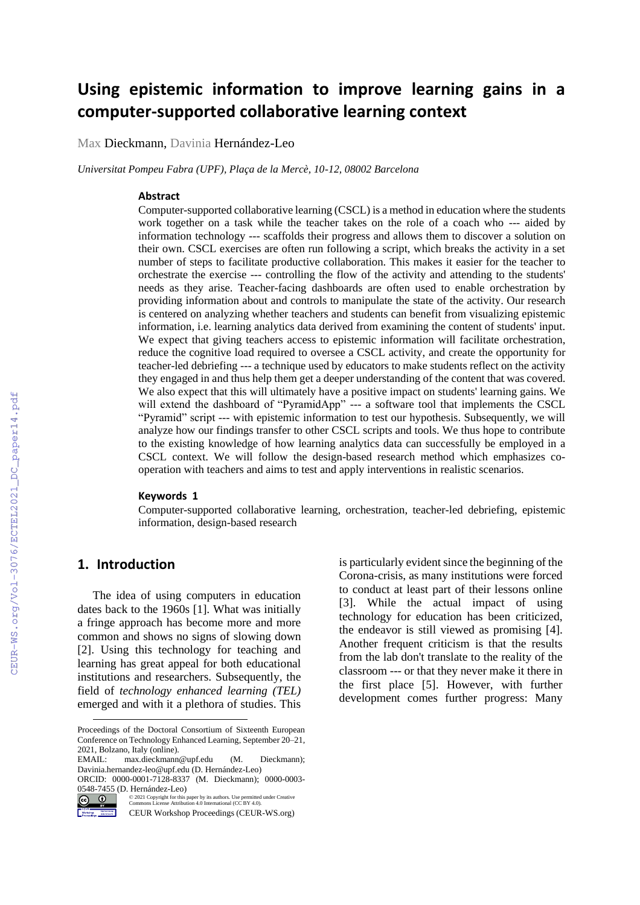# Using epistemic information to improve learning gains in a computer-supported collaborative learning context

Max Dieckmann, Davinia Hernández-Leo

*Universitat Pompeu Fabra (UPF), Plaça de la Mercè, 10-12, 08002 Barcelona*

### Abstract

Computer-supported collaborative learning (CSCL) is a method in education where the students work together on a task while the teacher takes on the role of a coach who --- aided by information technology --- scaffolds their progress and allows them to discover a solution on their own. CSCL exercises are often run following a script, which breaks the activity in a set number of steps to facilitate productive collaboration. This makes it easier for the teacher to orchestrate the exercise --- controlling the flow of the activity and attending to the students' needs as they arise. Teacher-facing dashboards are often used to enable orchestration by providing information about and controls to manipulate the state of the activity. Our research is centered on analyzing whether teachers and students can benefit from visualizing epistemic information, i.e. learning analytics data derived from examining the content of students' input. We expect that giving teachers access to epistemic information will facilitate orchestration, reduce the cognitive load required to oversee a CSCL activity, and create the opportunity for teacher-led debriefing --- a technique used by educators to make students reflect on the activity they engaged in and thus help them get a deeper understanding of the content that was covered. We also expect that this will ultimately have a positive impact on students' learning gains. We will extend the dashboard of "PyramidApp" --- a software tool that implements the CSCL "Pyramid" script --- with epistemic information to test our hypothesis. Subsequently, we will analyze how our findings transfer to other CSCL scripts and tools. We thus hope to contribute to the existing knowledge of how learning analytics data can successfully be employed in a CSCL context. We will follow the design-based research method which emphasizes co-operation with teachers and aims to test and apply interventions in realistic scenarios.

### Keywords 1

Computer-supported collaborative learning, orchestration, teacher-led debriefing, epistemic information, design-based research

## 1. Introduction

The idea of using computers in education dates back to the 1960s [1]. What was initially a fringe approach has become more and more common and shows no signs of slowing down [2]. Using this technology for teaching and learning has great appeal for both educational institutions and researchers. Subsequently, the field of *technology enhanced learning (TEL)* emerged and with it a plethora of studies. This is particularly evident since the beginning of the Corona-crisis, as many institutions were forced to conduct at least part of their lessons online [3]. While the actual impact of using technology for education has been criticized, the endeavor is still viewed as promising [4]. Another frequent criticism is that the results from the lab don't translate to the reality of the classroom --- or that they never make it there in the first place [5]. However, with further development comes further progress: Many

---

Proceedings of the Doctoral Consortium of Sixteenth European Conference on Technology Enhanced Learning, September 20–21, 2021, Bolzano, Italy (online).
EMAIL: max.dieckmann@upf.edu (M. Dieckmann); Davinia.hernandez-leo@upf.edu (D. Hernández-Leo)
ORCID: 0000-0001-7128-8337 (M. Dieckmann); 0000-0003-0548-7455 (D. Hernández-Leo)
© 2021 Copyright for this paper by its authors. Use permitted under Creative Commons License Attribution 4.0 International (CC BY 4.0).
CEUR Workshop Proceedings (CEUR-WS.org)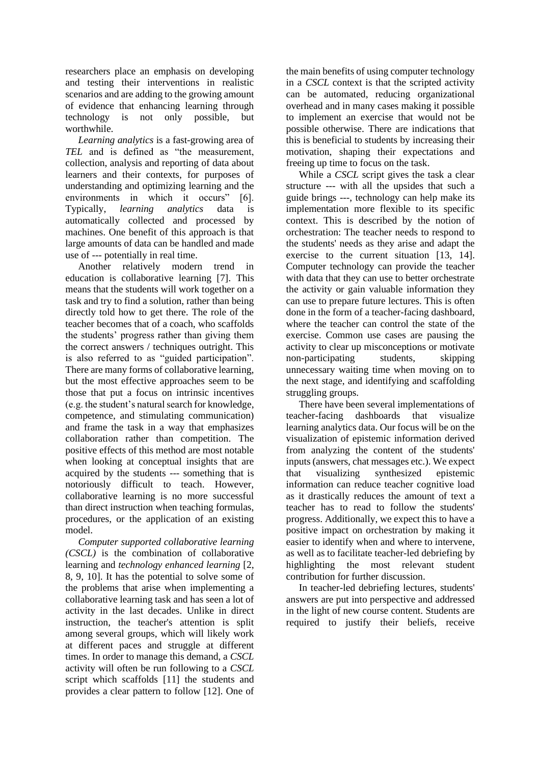researchers place an emphasis on developing and testing their interventions in realistic scenarios and are adding to the growing amount of evidence that enhancing learning through technology is not only possible, but worthwhile.

*Learning analytics* is a fast-growing area of *TEL* and is defined as "the measurement, collection, analysis and reporting of data about learners and their contexts, for purposes of understanding and optimizing learning and the environments in which it occurs" [6]. Typically, *learning analytics* data is automatically collected and processed by machines. One benefit of this approach is that large amounts of data can be handled and made use of --- potentially in real time.

Another relatively modern trend in education is collaborative learning [7]. This means that the students will work together on a task and try to find a solution, rather than being directly told how to get there. The role of the teacher becomes that of a coach, who scaffolds the students' progress rather than giving them the correct answers / techniques outright. This is also referred to as "guided participation". There are many forms of collaborative learning, but the most effective approaches seem to be those that put a focus on intrinsic incentives (e.g. the student's natural search for knowledge, competence, and stimulating communication) and frame the task in a way that emphasizes collaboration rather than competition. The positive effects of this method are most notable when looking at conceptual insights that are acquired by the students --- something that is notoriously difficult to teach. However, collaborative learning is no more successful than direct instruction when teaching formulas, procedures, or the application of an existing model.

*Computer supported collaborative learning (CSCL)* is the combination of collaborative learning and *technology enhanced learning* [2, 8, 9, 10]. It has the potential to solve some of the problems that arise when implementing a collaborative learning task and has seen a lot of activity in the last decades. Unlike in direct instruction, the teacher's attention is split among several groups, which will likely work at different paces and struggle at different times. In order to manage this demand, a *CSCL* activity will often be run following to a *CSCL* script which scaffolds [11] the students and provides a clear pattern to follow [12]. One of the main benefits of using computer technology in a *CSCL* context is that the scripted activity can be automated, reducing organizational overhead and in many cases making it possible to implement an exercise that would not be possible otherwise. There are indications that this is beneficial to students by increasing their motivation, shaping their expectations and freeing up time to focus on the task.

While a *CSCL* script gives the task a clear structure --- with all the upsides that such a guide brings ---, technology can help make its implementation more flexible to its specific context. This is described by the notion of orchestration: The teacher needs to respond to the students' needs as they arise and adapt the exercise to the current situation [13, 14]. Computer technology can provide the teacher with data that they can use to better orchestrate the activity or gain valuable information they can use to prepare future lectures. This is often done in the form of a teacher-facing dashboard, where the teacher can control the state of the exercise. Common use cases are pausing the activity to clear up misconceptions or motivate non-participating students, skipping unnecessary waiting time when moving on to the next stage, and identifying and scaffolding struggling groups.

There have been several implementations of teacher-facing dashboards that visualize learning analytics data. Our focus will be on the visualization of epistemic information derived from analyzing the content of the students' inputs (answers, chat messages etc.). We expect that visualizing synthesized epistemic information can reduce teacher cognitive load as it drastically reduces the amount of text a teacher has to read to follow the students' progress. Additionally, we expect this to have a positive impact on orchestration by making it easier to identify when and where to intervene, as well as to facilitate teacher-led debriefing by highlighting the most relevant student contribution for further discussion.

In teacher-led debriefing lectures, students' answers are put into perspective and addressed in the light of new course content. Students are required to justify their beliefs, receive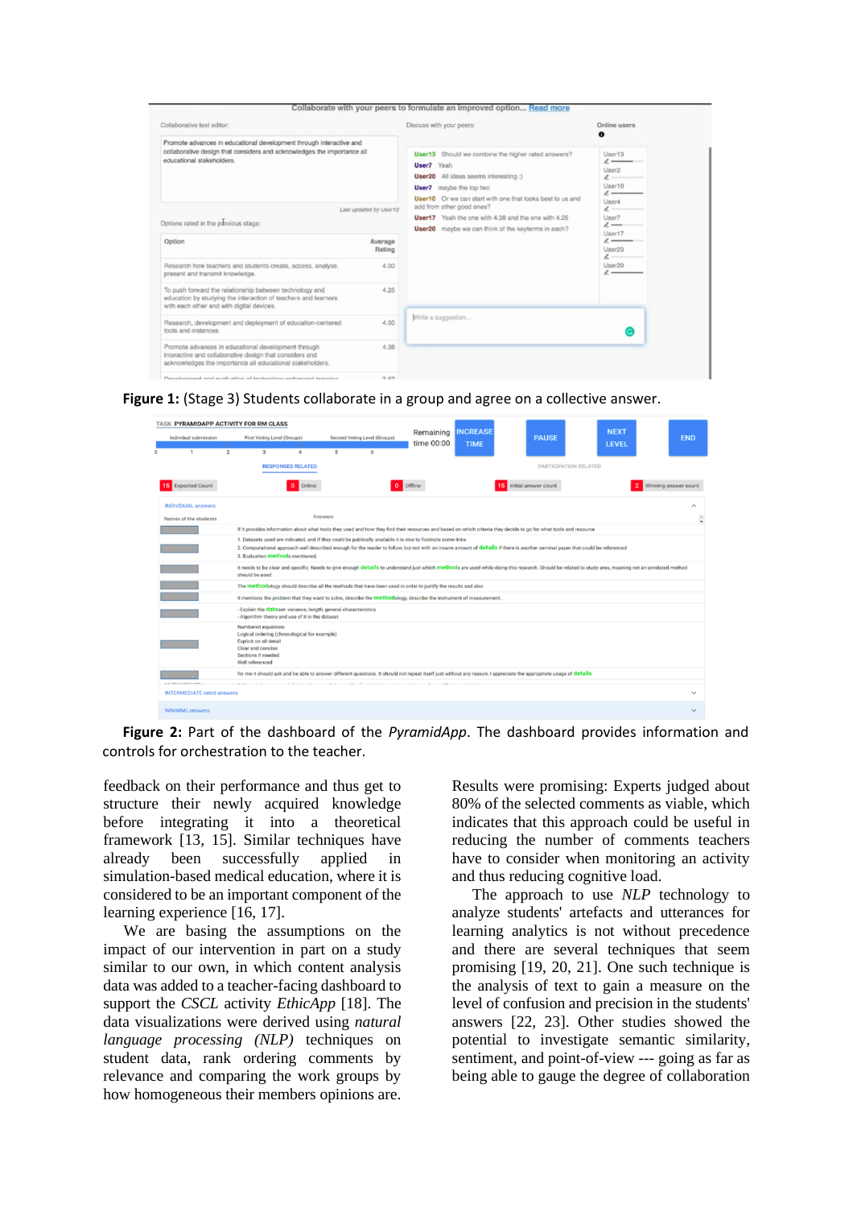**Figure 1:** (Stage 3) Students collaborate in a group and agree on a collective answer.

**Figure 2:** Part of the dashboard of the *PyramidApp*. The dashboard provides information and controls for orchestration to the teacher.

feedback on their performance and thus get to structure their newly acquired knowledge before integrating it into a theoretical framework [13, 15]. Similar techniques have already been successfully applied in simulation-based medical education, where it is considered to be an important component of the learning experience [16, 17].

We are basing the assumptions on the impact of our intervention in part on a study similar to our own, in which content analysis data was added to a teacher-facing dashboard to support the *CSCL* activity *EthicApp* [18]. The data visualizations were derived using *natural language processing (NLP)* techniques on student data, rank ordering comments by relevance and comparing the work groups by how homogeneous their members opinions are. Results were promising: Experts judged about 80% of the selected comments as viable, which indicates that this approach could be useful in reducing the number of comments teachers have to consider when monitoring an activity and thus reducing cognitive load.

The approach to use *NLP* technology to analyze students' artefacts and utterances for learning analytics is not without precedence and there are several techniques that seem promising [19, 20, 21]. One such technique is the analysis of text to gain a measure on the level of confusion and precision in the students' answers [22, 23]. Other studies showed the potential to investigate semantic similarity, sentiment, and point-of-view --- going as far as being able to gauge the degree of collaboration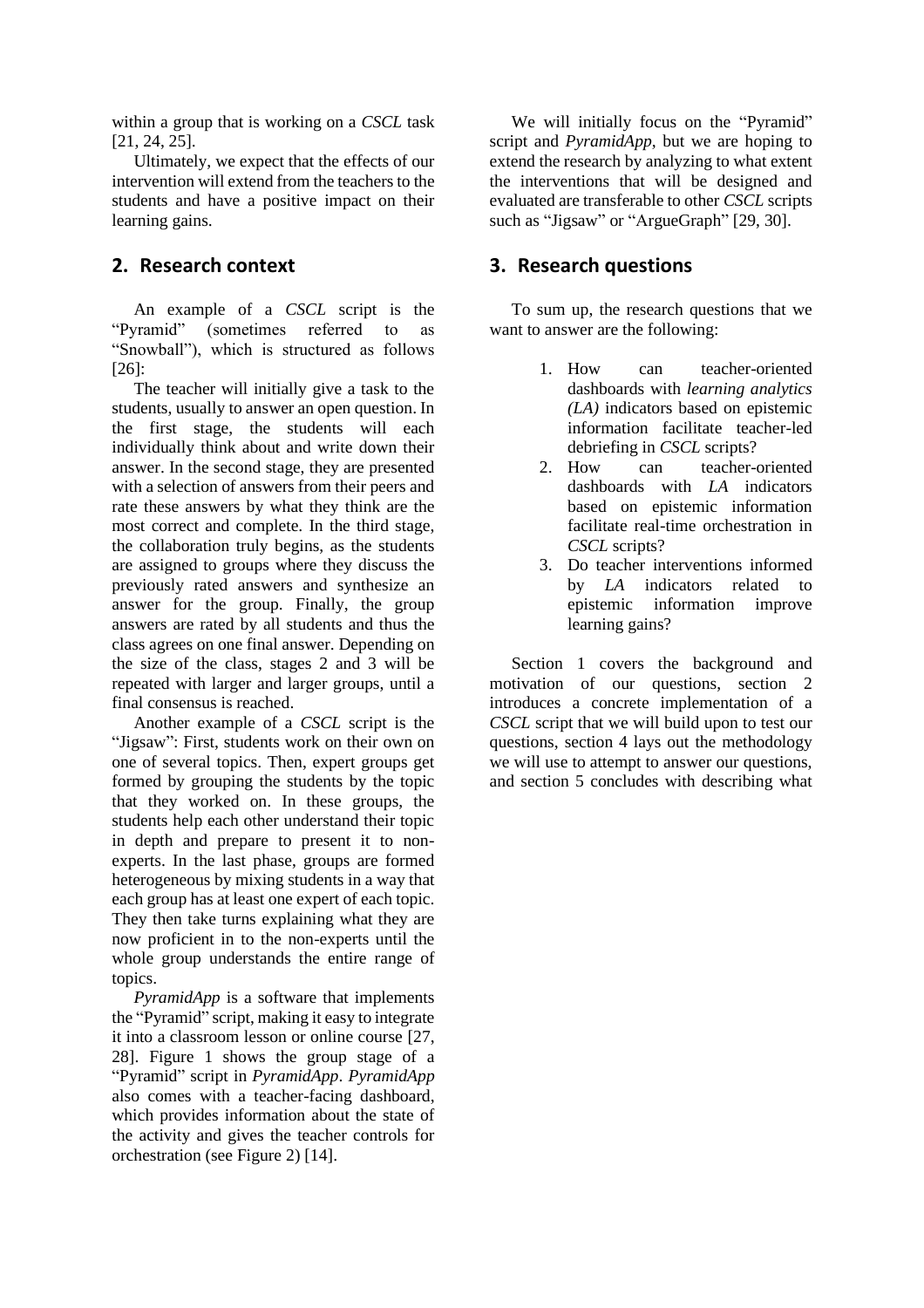within a group that is working on a *CSCL* task [21, 24, 25].

Ultimately, we expect that the effects of our intervention will extend from the teachers to the students and have a positive impact on their learning gains.

## 2. Research context

An example of a *CSCL* script is the "Pyramid" (sometimes referred to as "Snowball"), which is structured as follows [26]:

The teacher will initially give a task to the students, usually to answer an open question. In the first stage, the students will each individually think about and write down their answer. In the second stage, they are presented with a selection of answers from their peers and rate these answers by what they think are the most correct and complete. In the third stage, the collaboration truly begins, as the students are assigned to groups where they discuss the previously rated answers and synthesize an answer for the group. Finally, the group answers are rated by all students and thus the class agrees on one final answer. Depending on the size of the class, stages 2 and 3 will be repeated with larger and larger groups, until a final consensus is reached.

Another example of a *CSCL* script is the "Jigsaw": First, students work on their own on one of several topics. Then, expert groups get formed by grouping the students by the topic that they worked on. In these groups, the students help each other understand their topic in depth and prepare to present it to non-experts. In the last phase, groups are formed heterogeneous by mixing students in a way that each group has at least one expert of each topic. They then take turns explaining what they are now proficient in to the non-experts until the whole group understands the entire range of topics.

*PyramidApp* is a software that implements the "Pyramid" script, making it easy to integrate it into a classroom lesson or online course [27, 28]. Figure 1 shows the group stage of a "Pyramid" script in *PyramidApp*. *PyramidApp* also comes with a teacher-facing dashboard, which provides information about the state of the activity and gives the teacher controls for orchestration (see Figure 2) [14].

We will initially focus on the "Pyramid" script and *PyramidApp*, but we are hoping to extend the research by analyzing to what extent the interventions that will be designed and evaluated are transferable to other *CSCL* scripts such as "Jigsaw" or "ArgueGraph" [29, 30].

## 3. Research questions

To sum up, the research questions that we want to answer are the following:

1. How can teacher-oriented dashboards with *learning analytics (LA)* indicators based on epistemic information facilitate teacher-led debriefing in *CSCL* scripts?
2. How can teacher-oriented dashboards with *LA* indicators based on epistemic information facilitate real-time orchestration in *CSCL* scripts?
3. Do teacher interventions informed by *LA* indicators related to epistemic information improve learning gains?

Section 1 covers the background and motivation of our questions, section 2 introduces a concrete implementation of a *CSCL* script that we will build upon to test our questions, section 4 lays out the methodology we will use to attempt to answer our questions, and section 5 concludes with describing what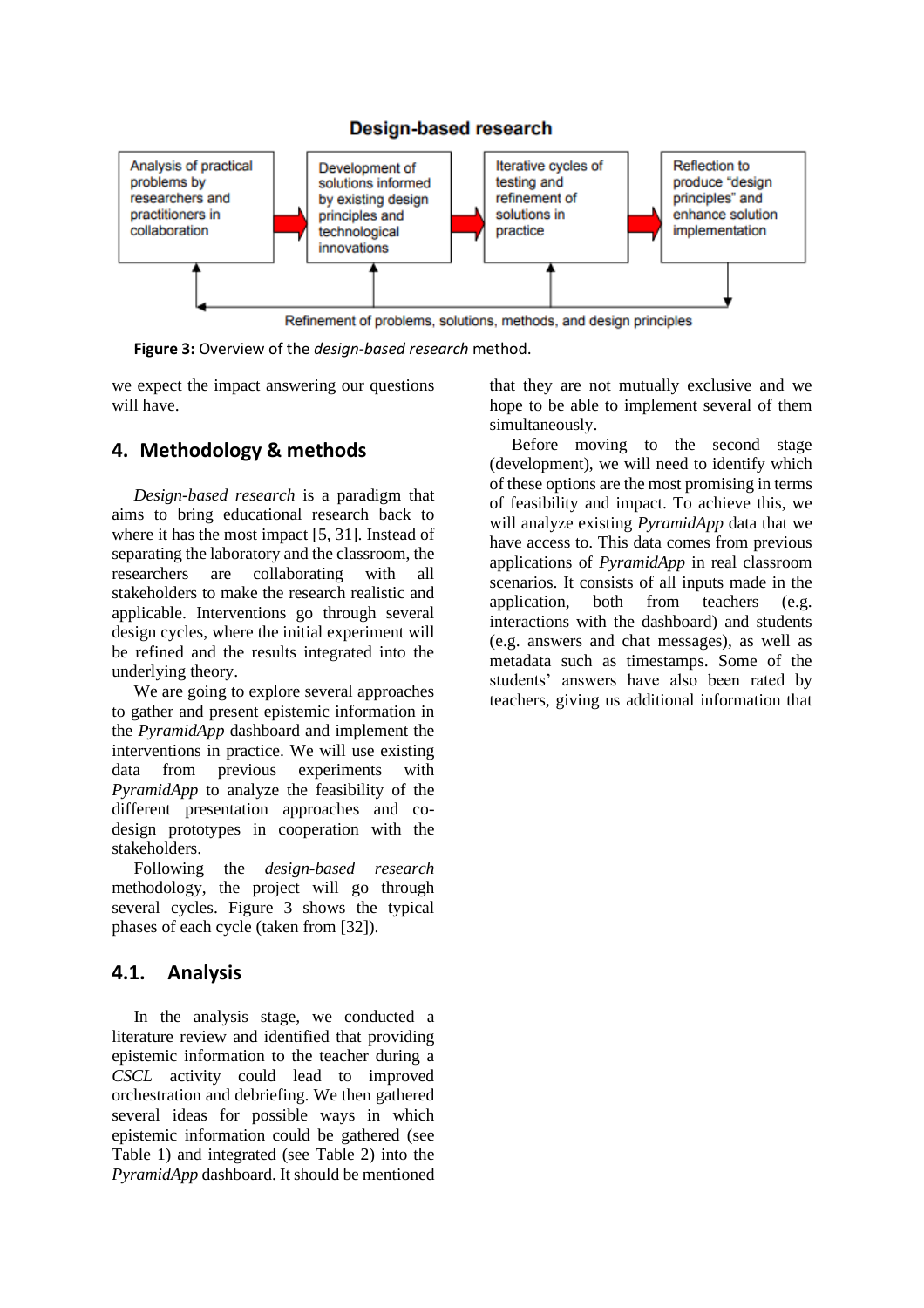**Design-based research**

Analysis of practical problems by researchers and practitioners in collaboration → Development of solutions informed by existing design principles and technological innovations → Iterative cycles of testing and refinement of solutions in practice → Reflection to produce "design principles" and enhance solution implementation

Refinement of problems, solutions, methods, and design principles

**Figure 3:** Overview of the *design-based research* method.

we expect the impact answering our questions will have.

## 4. Methodology & methods

*Design-based research* is a paradigm that aims to bring educational research back to where it has the most impact [5, 31]. Instead of separating the laboratory and the classroom, the researchers are collaborating with all stakeholders to make the research realistic and applicable. Interventions go through several design cycles, where the initial experiment will be refined and the results integrated into the underlying theory.

We are going to explore several approaches to gather and present epistemic information in the *PyramidApp* dashboard and implement the interventions in practice. We will use existing data from previous experiments with *PyramidApp* to analyze the feasibility of the different presentation approaches and co-design prototypes in cooperation with the stakeholders.

Following the *design-based research* methodology, the project will go through several cycles. Figure 3 shows the typical phases of each cycle (taken from [32]).

### 4.1. Analysis

In the analysis stage, we conducted a literature review and identified that providing epistemic information to the teacher during a *CSCL* activity could lead to improved orchestration and debriefing. We then gathered several ideas for possible ways in which epistemic information could be gathered (see Table 1) and integrated (see Table 2) into the *PyramidApp* dashboard. It should be mentioned that they are not mutually exclusive and we hope to be able to implement several of them simultaneously.

Before moving to the second stage (development), we will need to identify which of these options are the most promising in terms of feasibility and impact. To achieve this, we will analyze existing *PyramidApp* data that we have access to. This data comes from previous applications of *PyramidApp* in real classroom scenarios. It consists of all inputs made in the application, both from teachers (e.g. interactions with the dashboard) and students (e.g. answers and chat messages), as well as metadata such as timestamps. Some of the students' answers have also been rated by teachers, giving us additional information that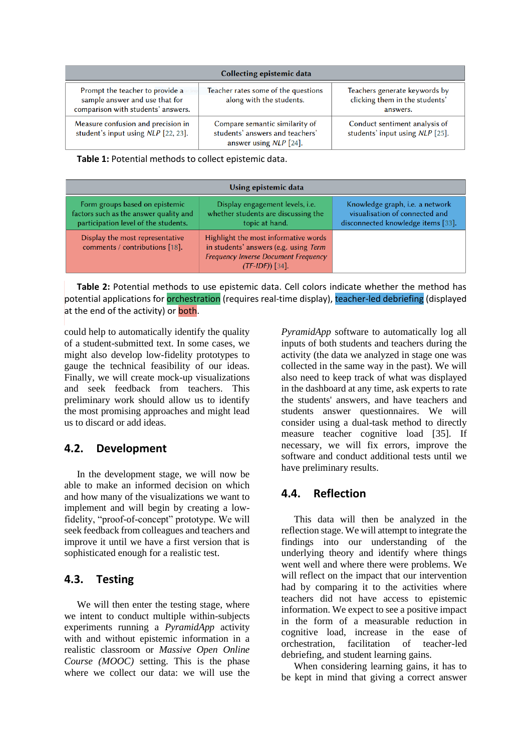| Collecting epistemic data | | |
|---|---|---|
| Prompt the teacher to provide a sample answer and use that for comparison with students' answers. | Teacher rates some of the questions along with the students. | Teachers generate keywords by clicking them in the students' answers. |
| Measure confusion and precision in student's input using *NLP* [22, 23]. | Compare semantic similarity of students' answers and teachers' answer using *NLP* [24]. | Conduct sentiment analysis of students' input using *NLP* [25]. |

**Table 1:** Potential methods to collect epistemic data.

| Using epistemic data | | |
|---|---|---|
| Form groups based on epistemic factors such as the answer quality and participation level of the students. | Display engagement levels, i.e. whether students are discussing the topic at hand. | Knowledge graph, i.e. a network visualisation of connected and disconnected knowledge items [33]. |
| Display the most representative comments / contributions [18]. | Highlight the most informative words in students' answers (e.g. using *Term Frequency Inverse Document Frequency (TF-IDF)*) [34]. | |

**Table 2:** Potential methods to use epistemic data. Cell colors indicate whether the method has potential applications for orchestration (requires real-time display), teacher-led debriefing (displayed at the end of the activity) or both.

could help to automatically identify the quality of a student-submitted text. In some cases, we might also develop low-fidelity prototypes to gauge the technical feasibility of our ideas. Finally, we will create mock-up visualizations and seek feedback from teachers. This preliminary work should allow us to identify the most promising approaches and might lead us to discard or add ideas.

## 4.2. Development

In the development stage, we will now be able to make an informed decision on which and how many of the visualizations we want to implement and will begin by creating a low-fidelity, "proof-of-concept" prototype. We will seek feedback from colleagues and teachers and improve it until we have a first version that is sophisticated enough for a realistic test.

## 4.3. Testing

We will then enter the testing stage, where we intent to conduct multiple within-subjects experiments running a *PyramidApp* activity with and without epistemic information in a realistic classroom or *Massive Open Online Course (MOOC)* setting. This is the phase where we collect our data: we will use the *PyramidApp* software to automatically log all inputs of both students and teachers during the activity (the data we analyzed in stage one was collected in the same way in the past). We will also need to keep track of what was displayed in the dashboard at any time, ask experts to rate the students' answers, and have teachers and students answer questionnaires. We will consider using a dual-task method to directly measure teacher cognitive load [35]. If necessary, we will fix errors, improve the software and conduct additional tests until we have preliminary results.

## 4.4. Reflection

This data will then be analyzed in the reflection stage. We will attempt to integrate the findings into our understanding of the underlying theory and identify where things went well and where there were problems. We will reflect on the impact that our intervention had by comparing it to the activities where teachers did not have access to epistemic information. We expect to see a positive impact in the form of a measurable reduction in cognitive load, increase in the ease of orchestration, facilitation of teacher-led debriefing, and student learning gains.

When considering learning gains, it has to be kept in mind that giving a correct answer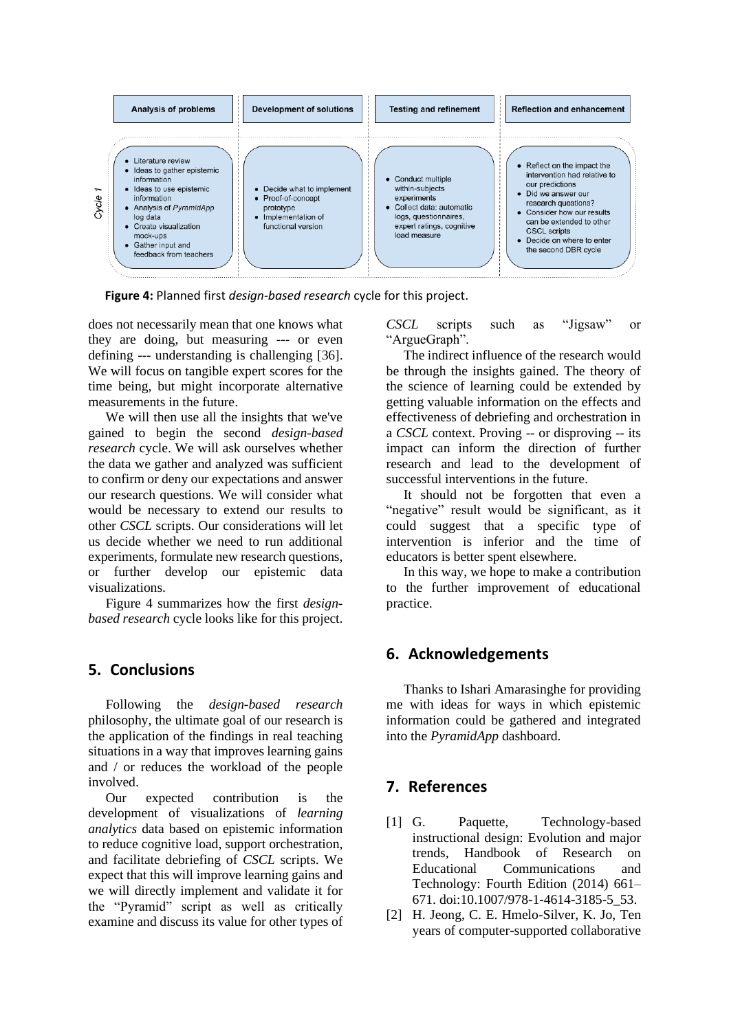| | Analysis of problems | Development of solutions | Testing and refinement | Reflection and enhancement |
|---|---|---|---|---|
| Cycle 1 | • Literature review<br>• Ideas to gather epistemic information<br>• Ideas to use epistemic information<br>• Analysis of *PyramidApp* log data<br>• Create visualization mock-ups<br>• Gather input and feedback from teachers | • Decide what to implement<br>• Proof-of-concept prototype<br>• Implementation of functional version | • Conduct multiple within-subjects experiments<br>• Collect data: automatic logs, questionnaires, expert ratings, cognitive load measure | • Reflect on the impact the intervention had relative to our predictions<br>• Did we answer our research questions?<br>• Consider how our results can be extended to other CSCL scripts<br>• Decide on where to enter the second DBR cycle |

**Figure 4:** Planned first *design-based research* cycle for this project.

does not necessarily mean that one knows what they are doing, but measuring --- or even defining --- understanding is challenging [36]. We will focus on tangible expert scores for the time being, but might incorporate alternative measurements in the future.

We will then use all the insights that we've gained to begin the second *design-based research* cycle. We will ask ourselves whether the data we gather and analyzed was sufficient to confirm or deny our expectations and answer our research questions. We will consider what would be necessary to extend our results to other *CSCL* scripts. Our considerations will let us decide whether we need to run additional experiments, formulate new research questions, or further develop our epistemic data visualizations.

Figure 4 summarizes how the first *design-based research* cycle looks like for this project.

## 5. Conclusions

Following the *design-based research* philosophy, the ultimate goal of our research is the application of the findings in real teaching situations in a way that improves learning gains and / or reduces the workload of the people involved.

Our expected contribution is the development of visualizations of *learning analytics* data based on epistemic information to reduce cognitive load, support orchestration, and facilitate debriefing of *CSCL* scripts. We expect that this will improve learning gains and we will directly implement and validate it for the "Pyramid" script as well as critically examine and discuss its value for other types of *CSCL* scripts such as "Jigsaw" or "ArgueGraph".

The indirect influence of the research would be through the insights gained. The theory of the science of learning could be extended by getting valuable information on the effects and effectiveness of debriefing and orchestration in a *CSCL* context. Proving -- or disproving -- its impact can inform the direction of further research and lead to the development of successful interventions in the future.

It should not be forgotten that even a "negative" result would be significant, as it could suggest that a specific type of intervention is inferior and the time of educators is better spent elsewhere.

In this way, we hope to make a contribution to the further improvement of educational practice.

## 6. Acknowledgements

Thanks to Ishari Amarasinghe for providing me with ideas for ways in which epistemic information could be gathered and integrated into the *PyramidApp* dashboard.

## 7. References

[1] G. Paquette, Technology-based instructional design: Evolution and major trends, Handbook of Research on Educational Communications and Technology: Fourth Edition (2014) 661–671. doi:10.1007/978-1-4614-3185-5_53.

[2] H. Jeong, C. E. Hmelo-Silver, K. Jo, Ten years of computer-supported collaborative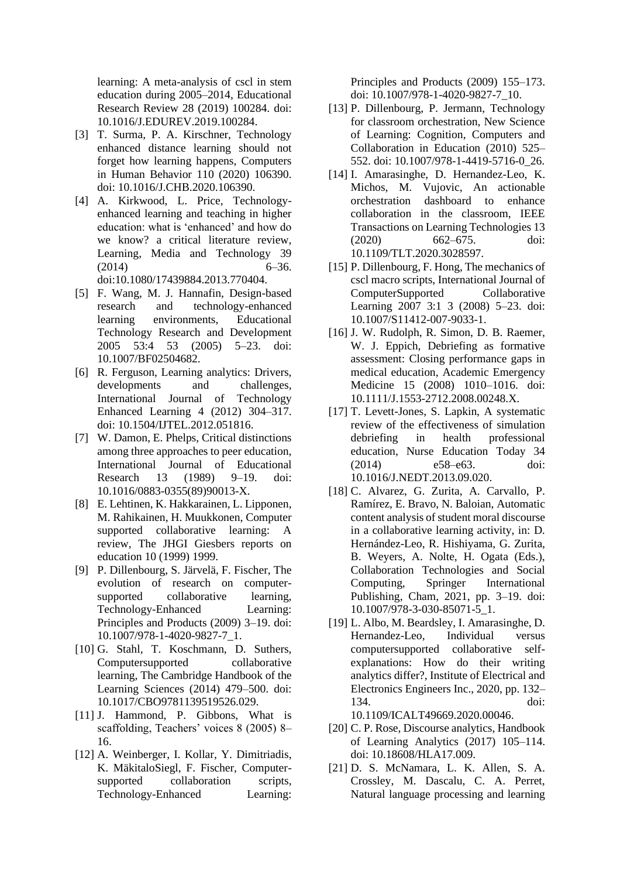learning: A meta-analysis of cscl in stem education during 2005–2014, Educational Research Review 28 (2019) 100284. doi: 10.1016/J.EDUREV.2019.100284.

[3] T. Surma, P. A. Kirschner, Technology enhanced distance learning should not forget how learning happens, Computers in Human Behavior 110 (2020) 106390. doi: 10.1016/J.CHB.2020.106390.

[4] A. Kirkwood, L. Price, Technology-enhanced learning and teaching in higher education: what is 'enhanced' and how do we know? a critical literature review, Learning, Media and Technology 39 (2014) 6–36. doi:10.1080/17439884.2013.770404.

[5] F. Wang, M. J. Hannafin, Design-based research and technology-enhanced learning environments, Educational Technology Research and Development 2005 53:4 53 (2005) 5–23. doi: 10.1007/BF02504682.

[6] R. Ferguson, Learning analytics: Drivers, developments and challenges, International Journal of Technology Enhanced Learning 4 (2012) 304–317. doi: 10.1504/IJTEL.2012.051816.

[7] W. Damon, E. Phelps, Critical distinctions among three approaches to peer education, International Journal of Educational Research 13 (1989) 9–19. doi: 10.1016/0883-0355(89)90013-X.

[8] E. Lehtinen, K. Hakkarainen, L. Lipponen, M. Rahikainen, H. Muukkonen, Computer supported collaborative learning: A review, The JHGI Giesbers reports on education 10 (1999) 1999.

[9] P. Dillenbourg, S. Järvelä, F. Fischer, The evolution of research on computer-supported collaborative learning, Technology-Enhanced Learning: Principles and Products (2009) 3–19. doi: 10.1007/978-1-4020-9827-7_1.

[10] G. Stahl, T. Koschmann, D. Suthers, Computersupported collaborative learning, The Cambridge Handbook of the Learning Sciences (2014) 479–500. doi: 10.1017/CBO9781139519526.029.

[11] J. Hammond, P. Gibbons, What is scaffolding, Teachers' voices 8 (2005) 8–16.

[12] A. Weinberger, I. Kollar, Y. Dimitriadis, K. MäkitaloSiegl, F. Fischer, Computer-supported collaboration scripts, Technology-Enhanced Learning: Principles and Products (2009) 155–173. doi: 10.1007/978-1-4020-9827-7_10.

[13] P. Dillenbourg, P. Jermann, Technology for classroom orchestration, New Science of Learning: Cognition, Computers and Collaboration in Education (2010) 525–552. doi: 10.1007/978-1-4419-5716-0_26.

[14] I. Amarasinghe, D. Hernandez-Leo, K. Michos, M. Vujovic, An actionable orchestration dashboard to enhance collaboration in the classroom, IEEE Transactions on Learning Technologies 13 (2020) 662–675. doi: 10.1109/TLT.2020.3028597.

[15] P. Dillenbourg, F. Hong, The mechanics of cscl macro scripts, International Journal of ComputerSupported Collaborative Learning 2007 3:1 3 (2008) 5–23. doi: 10.1007/S11412-007-9033-1.

[16] J. W. Rudolph, R. Simon, D. B. Raemer, W. J. Eppich, Debriefing as formative assessment: Closing performance gaps in medical education, Academic Emergency Medicine 15 (2008) 1010–1016. doi: 10.1111/J.1553-2712.2008.00248.X.

[17] T. Levett-Jones, S. Lapkin, A systematic review of the effectiveness of simulation debriefing in health professional education, Nurse Education Today 34 (2014) e58–e63. doi: 10.1016/J.NEDT.2013.09.020.

[18] C. Alvarez, G. Zurita, A. Carvallo, P. Ramírez, E. Bravo, N. Baloian, Automatic content analysis of student moral discourse in a collaborative learning activity, in: D. Hernández-Leo, R. Hishiyama, G. Zurita, B. Weyers, A. Nolte, H. Ogata (Eds.), Collaboration Technologies and Social Computing, Springer International Publishing, Cham, 2021, pp. 3–19. doi: 10.1007/978-3-030-85071-5_1.

[19] L. Albo, M. Beardsley, I. Amarasinghe, D. Hernandez-Leo, Individual versus computersupported collaborative self-explanations: How do their writing analytics differ?, Institute of Electrical and Electronics Engineers Inc., 2020, pp. 132–134. doi: 10.1109/ICALT49669.2020.00046.

[20] C. P. Rose, Discourse analytics, Handbook of Learning Analytics (2017) 105–114. doi: 10.18608/HLA17.009.

[21] D. S. McNamara, L. K. Allen, S. A. Crossley, M. Dascalu, C. A. Perret, Natural language processing and learning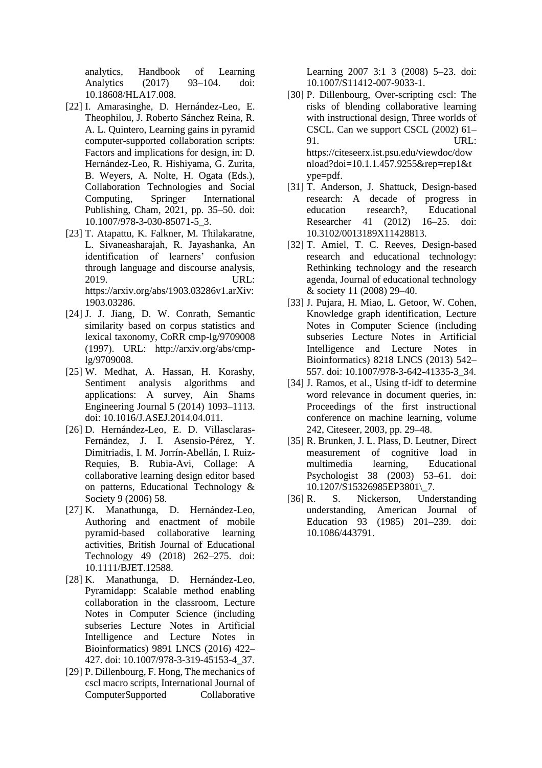analytics, Handbook of Learning Analytics (2017) 93–104. doi: 10.18608/HLA17.008.

[22] I. Amarasinghe, D. Hernández-Leo, E. Theophilou, J. Roberto Sánchez Reina, R. A. L. Quintero, Learning gains in pyramid computer-supported collaboration scripts: Factors and implications for design, in: D. Hernández-Leo, R. Hishiyama, G. Zurita, B. Weyers, A. Nolte, H. Ogata (Eds.), Collaboration Technologies and Social Computing, Springer International Publishing, Cham, 2021, pp. 35–50. doi: 10.1007/978-3-030-85071-5_3.

[23] T. Atapattu, K. Falkner, M. Thilakaratne, L. Sivaneasharajah, R. Jayashanka, An identification of learners' confusion through language and discourse analysis, 2019. URL: https://arxiv.org/abs/1903.03286v1.arXiv:1903.03286.

[24] J. J. Jiang, D. W. Conrath, Semantic similarity based on corpus statistics and lexical taxonomy, CoRR cmp-lg/9709008 (1997). URL: http://arxiv.org/abs/cmp-lg/9709008.

[25] W. Medhat, A. Hassan, H. Korashy, Sentiment analysis algorithms and applications: A survey, Ain Shams Engineering Journal 5 (2014) 1093–1113. doi: 10.1016/J.ASEJ.2014.04.011.

[26] D. Hernández-Leo, E. D. Villasclaras-Fernández, J. I. Asensio-Pérez, Y. Dimitriadis, I. M. Jorrín-Abellán, I. Ruiz-Requies, B. Rubia-Avi, Collage: A collaborative learning design editor based on patterns, Educational Technology & Society 9 (2006) 58.

[27] K. Manathunga, D. Hernández-Leo, Authoring and enactment of mobile pyramid-based collaborative learning activities, British Journal of Educational Technology 49 (2018) 262–275. doi: 10.1111/BJET.12588.

[28] K. Manathunga, D. Hernández-Leo, Pyramidapp: Scalable method enabling collaboration in the classroom, Lecture Notes in Computer Science (including subseries Lecture Notes in Artificial Intelligence and Lecture Notes in Bioinformatics) 9891 LNCS (2016) 422–427. doi: 10.1007/978-3-319-45153-4_37.

[29] P. Dillenbourg, F. Hong, The mechanics of cscl macro scripts, International Journal of ComputerSupported Collaborative Learning 2007 3:1 3 (2008) 5–23. doi: 10.1007/S11412-007-9033-1.

[30] P. Dillenbourg, Over-scripting cscl: The risks of blending collaborative learning with instructional design, Three worlds of CSCL. Can we support CSCL (2002) 61–91. URL: https://citeseerx.ist.psu.edu/viewdoc/download?doi=10.1.1.457.9255&rep=rep1&type=pdf.

[31] T. Anderson, J. Shattuck, Design-based research: A decade of progress in education research?, Educational Researcher 41 (2012) 16–25. doi: 10.3102/0013189X11428813.

[32] T. Amiel, T. C. Reeves, Design-based research and educational technology: Rethinking technology and the research agenda, Journal of educational technology & society 11 (2008) 29–40.

[33] J. Pujara, H. Miao, L. Getoor, W. Cohen, Knowledge graph identification, Lecture Notes in Computer Science (including subseries Lecture Notes in Artificial Intelligence and Lecture Notes in Bioinformatics) 8218 LNCS (2013) 542–557. doi: 10.1007/978-3-642-41335-3_34.

[34] J. Ramos, et al., Using tf-idf to determine word relevance in document queries, in: Proceedings of the first instructional conference on machine learning, volume 242, Citeseer, 2003, pp. 29–48.

[35] R. Brunken, J. L. Plass, D. Leutner, Direct measurement of cognitive load in multimedia learning, Educational Psychologist 38 (2003) 53–61. doi: 10.1207/S15326985EP3801\_7.

[36] R. S. Nickerson, Understanding understanding, American Journal of Education 93 (1985) 201–239. doi: 10.1086/443791.